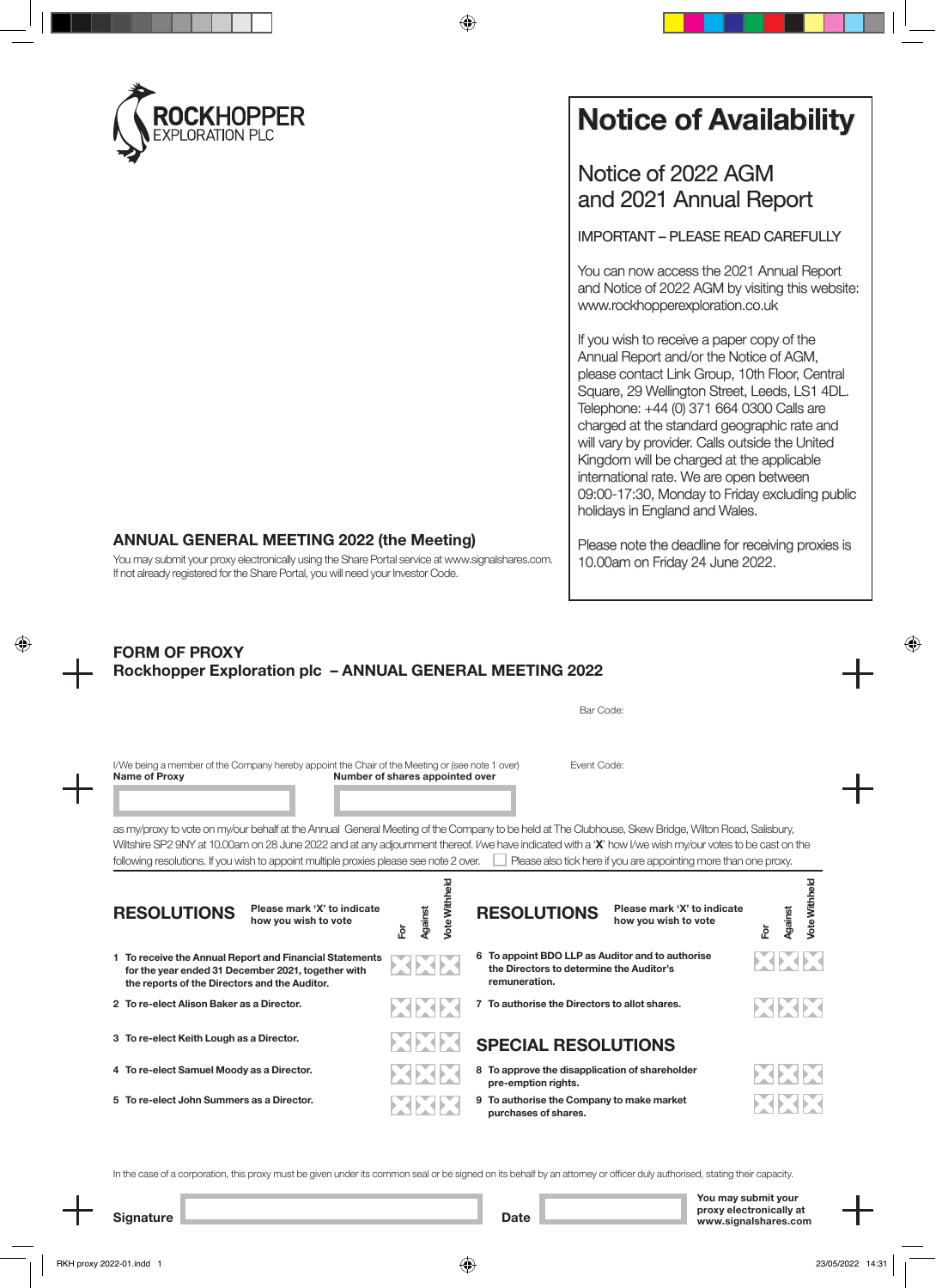ROCKHOPPER EXPLORATION PLC

# Notice of Availability

## Notice of 2022 AGM and 2021 Annual Report

IMPORTANT – PLEASE READ CAREFULLY

You can now access the 2021 Annual Report and Notice of 2022 AGM by visiting this website: www.rockhopperexploration.co.uk

If you wish to receive a paper copy of the Annual Report and/or the Notice of AGM, please contact Link Group, 10th Floor, Central Square, 29 Wellington Street, Leeds, LS1 4DL. Telephone: +44 (0) 371 664 0300 Calls are charged at the standard geographic rate and will vary by provider. Calls outside the United Kingdom will be charged at the applicable international rate. We are open between 09:00-17:30, Monday to Friday excluding public holidays in England and Wales.

Please note the deadline for receiving proxies is 10.00am on Friday 24 June 2022.

## ANNUAL GENERAL MEETING 2022 (the Meeting)

You may submit your proxy electronically using the Share Portal service at www.signalshares.com. If not already registered for the Share Portal, you will need your Investor Code.

## FORM OF PROXY
## Rockhopper Exploration plc – ANNUAL GENERAL MEETING 2022

Bar Code:

Event Code:

I/We being a member of the Company hereby appoint the Chair of the Meeting or (see note 1 over)

**Name of Proxy** | **Number of shares appointed over**

as my/proxy to vote on my/our behalf at the Annual General Meeting of the Company to be held at The Clubhouse, Skew Bridge, Wilton Road, Salisbury, Wiltshire SP2 9NY at 10.00am on 28 June 2022 and at any adjournment thereof. I/we have indicated with a '**X**' how I/we wish my/our votes to be cast on the following resolutions. If you wish to appoint multiple proxies please see note 2 over. ☐ Please also tick here if you are appointing more than one proxy.

| RESOLUTIONS (Please mark 'X' to indicate how you wish to vote) | For | Against | Vote Withheld |
|---|---|---|---|
| **1 To receive the Annual Report and Financial Statements for the year ended 31 December 2021, together with the reports of the Directors and the Auditor.** | | | |
| **2 To re-elect Alison Baker as a Director.** | | | |
| **3 To re-elect Keith Lough as a Director.** | | | |
| **4 To re-elect Samuel Moody as a Director.** | | | |
| **5 To re-elect John Summers as a Director.** | | | |
| **6 To appoint BDO LLP as Auditor and to authorise the Directors to determine the Auditor's remuneration.** | | | |
| **7 To authorise the Directors to allot shares.** | | | |

| SPECIAL RESOLUTIONS | For | Against | Vote Withheld |
|---|---|---|---|
| **8 To approve the disapplication of shareholder pre-emption rights.** | | | |
| **9 To authorise the Company to make market purchases of shares.** | | | |

In the case of a corporation, this proxy must be given under its common seal or be signed on its behalf by an attorney or officer duly authorised, stating their capacity.

**Signature** | **Date**

**You may submit your proxy electronically at www.signalshares.com**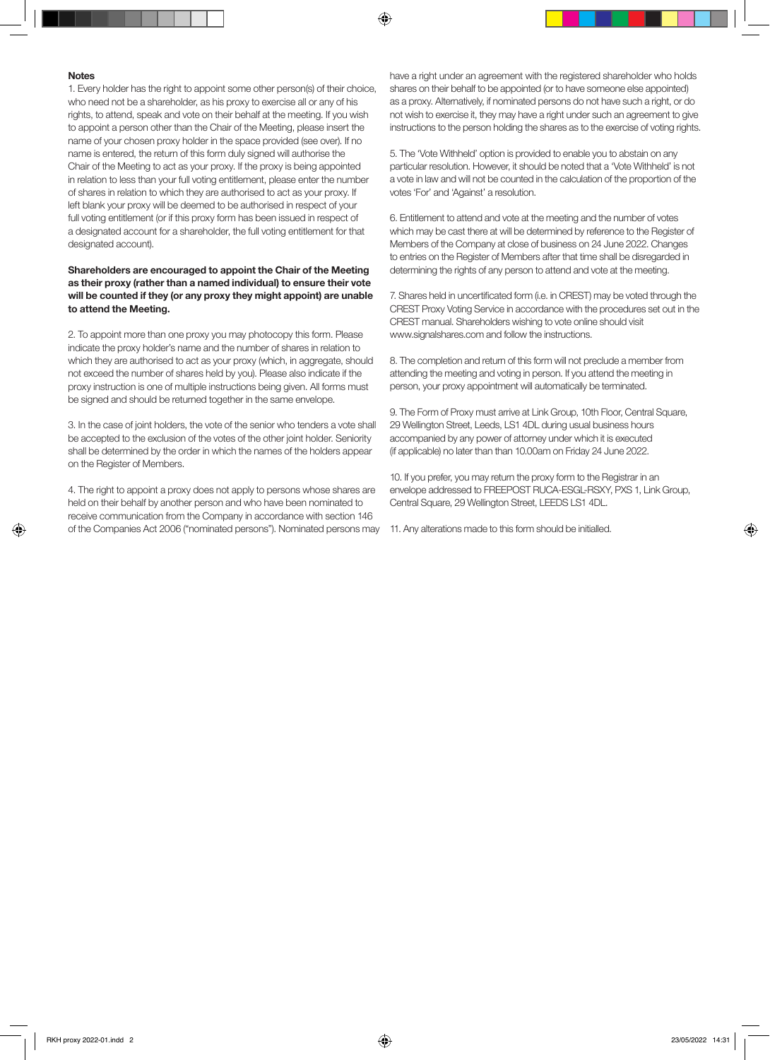**Notes**

1. Every holder has the right to appoint some other person(s) of their choice, who need not be a shareholder, as his proxy to exercise all or any of his rights, to attend, speak and vote on their behalf at the meeting. If you wish to appoint a person other than the Chair of the Meeting, please insert the name of your chosen proxy holder in the space provided (see over). If no name is entered, the return of this form duly signed will authorise the Chair of the Meeting to act as your proxy. If the proxy is being appointed in relation to less than your full voting entitlement, please enter the number of shares in relation to which they are authorised to act as your proxy. If left blank your proxy will be deemed to be authorised in respect of your full voting entitlement (or if this proxy form has been issued in respect of a designated account for a shareholder, the full voting entitlement for that designated account).

**Shareholders are encouraged to appoint the Chair of the Meeting as their proxy (rather than a named individual) to ensure their vote will be counted if they (or any proxy they might appoint) are unable to attend the Meeting.**

2. To appoint more than one proxy you may photocopy this form. Please indicate the proxy holder's name and the number of shares in relation to which they are authorised to act as your proxy (which, in aggregate, should not exceed the number of shares held by you). Please also indicate if the proxy instruction is one of multiple instructions being given. All forms must be signed and should be returned together in the same envelope.

3. In the case of joint holders, the vote of the senior who tenders a vote shall be accepted to the exclusion of the votes of the other joint holder. Seniority shall be determined by the order in which the names of the holders appear on the Register of Members.

4. The right to appoint a proxy does not apply to persons whose shares are held on their behalf by another person and who have been nominated to receive communication from the Company in accordance with section 146 of the Companies Act 2006 ("nominated persons"). Nominated persons may have a right under an agreement with the registered shareholder who holds shares on their behalf to be appointed (or to have someone else appointed) as a proxy. Alternatively, if nominated persons do not have such a right, or do not wish to exercise it, they may have a right under such an agreement to give instructions to the person holding the shares as to the exercise of voting rights.

5. The 'Vote Withheld' option is provided to enable you to abstain on any particular resolution. However, it should be noted that a 'Vote Withheld' is not a vote in law and will not be counted in the calculation of the proportion of the votes 'For' and 'Against' a resolution.

6. Entitlement to attend and vote at the meeting and the number of votes which may be cast there at will be determined by reference to the Register of Members of the Company at close of business on 24 June 2022. Changes to entries on the Register of Members after that time shall be disregarded in determining the rights of any person to attend and vote at the meeting.

7. Shares held in uncertificated form (i.e. in CREST) may be voted through the CREST Proxy Voting Service in accordance with the procedures set out in the CREST manual. Shareholders wishing to vote online should visit www.signalshares.com and follow the instructions.

8. The completion and return of this form will not preclude a member from attending the meeting and voting in person. If you attend the meeting in person, your proxy appointment will automatically be terminated.

9. The Form of Proxy must arrive at Link Group, 10th Floor, Central Square, 29 Wellington Street, Leeds, LS1 4DL during usual business hours accompanied by any power of attorney under which it is executed (if applicable) no later than than 10.00am on Friday 24 June 2022.

10. If you prefer, you may return the proxy form to the Registrar in an envelope addressed to FREEPOST RUCA-ESGL-RSXY, PXS 1, Link Group, Central Square, 29 Wellington Street, LEEDS LS1 4DL.

11. Any alterations made to this form should be initialled.